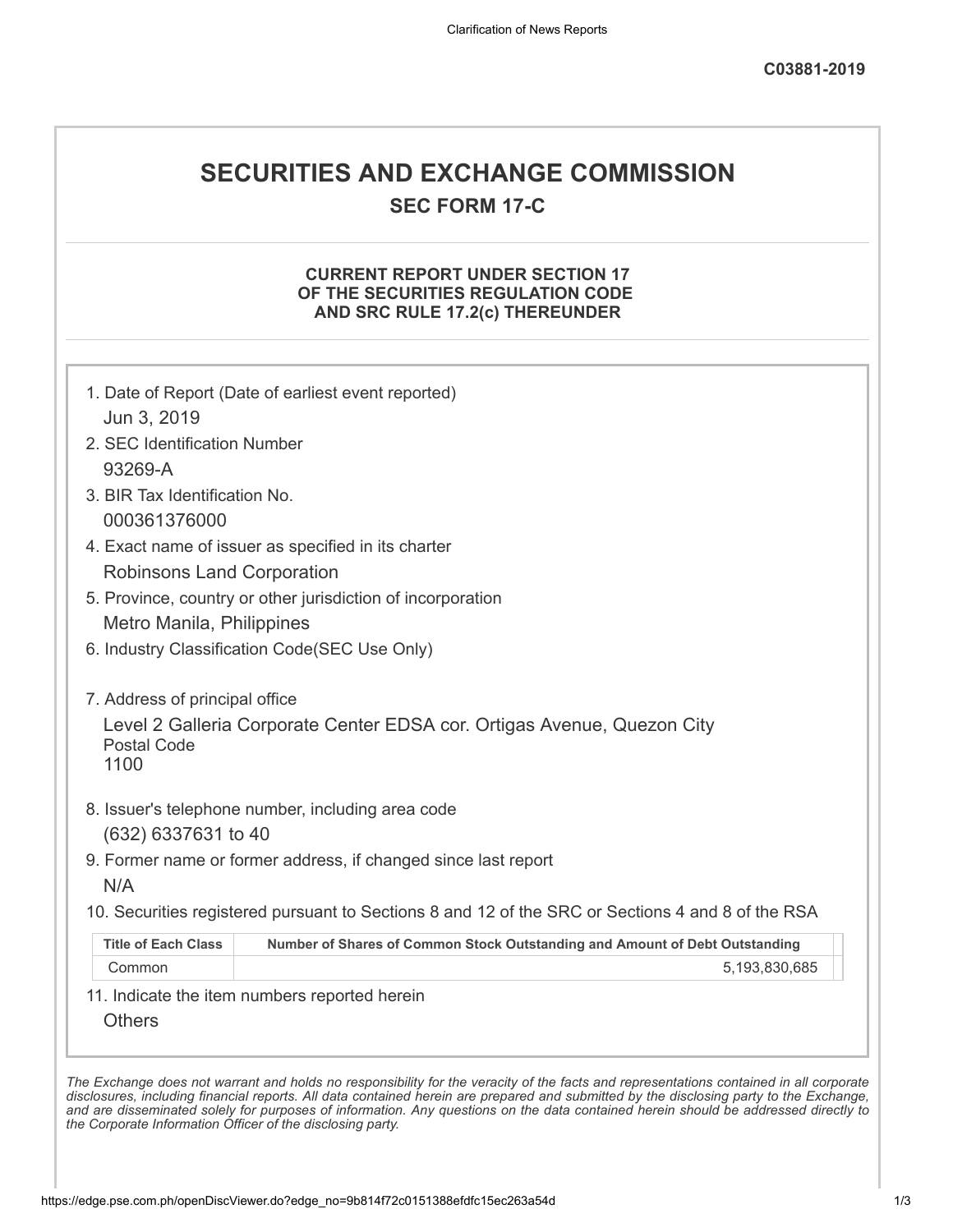C03881-2019

# SECURITIES AND EXCHANGE COMMISSION

## SEC FORM 17-C

### CURRENT REPORT UNDER SECTION 17 OF THE SECURITIES REGULATION CODE AND SRC RULE 17.2(c) THEREUNDER

1. Date of Report (Date of earliest event reported)
   Jun 3, 2019
2. SEC Identification Number
   93269-A
3. BIR Tax Identification No.
   000361376000
4. Exact name of issuer as specified in its charter
   Robinsons Land Corporation
5. Province, country or other jurisdiction of incorporation
   Metro Manila, Philippines
6. Industry Classification Code(SEC Use Only)

7. Address of principal office
   Level 2 Galleria Corporate Center EDSA cor. Ortigas Avenue, Quezon City
   Postal Code
   1100
8. Issuer's telephone number, including area code
   (632) 6337631 to 40
9. Former name or former address, if changed since last report
   N/A
10. Securities registered pursuant to Sections 8 and 12 of the SRC or Sections 4 and 8 of the RSA

| Title of Each Class | Number of Shares of Common Stock Outstanding and Amount of Debt Outstanding |
|---|---|
| Common | 5,193,830,685 |

11. Indicate the item numbers reported herein
    Others

*The Exchange does not warrant and holds no responsibility for the veracity of the facts and representations contained in all corporate disclosures, including financial reports. All data contained herein are prepared and submitted by the disclosing party to the Exchange, and are disseminated solely for purposes of information. Any questions on the data contained herein should be addressed directly to the Corporate Information Officer of the disclosing party.*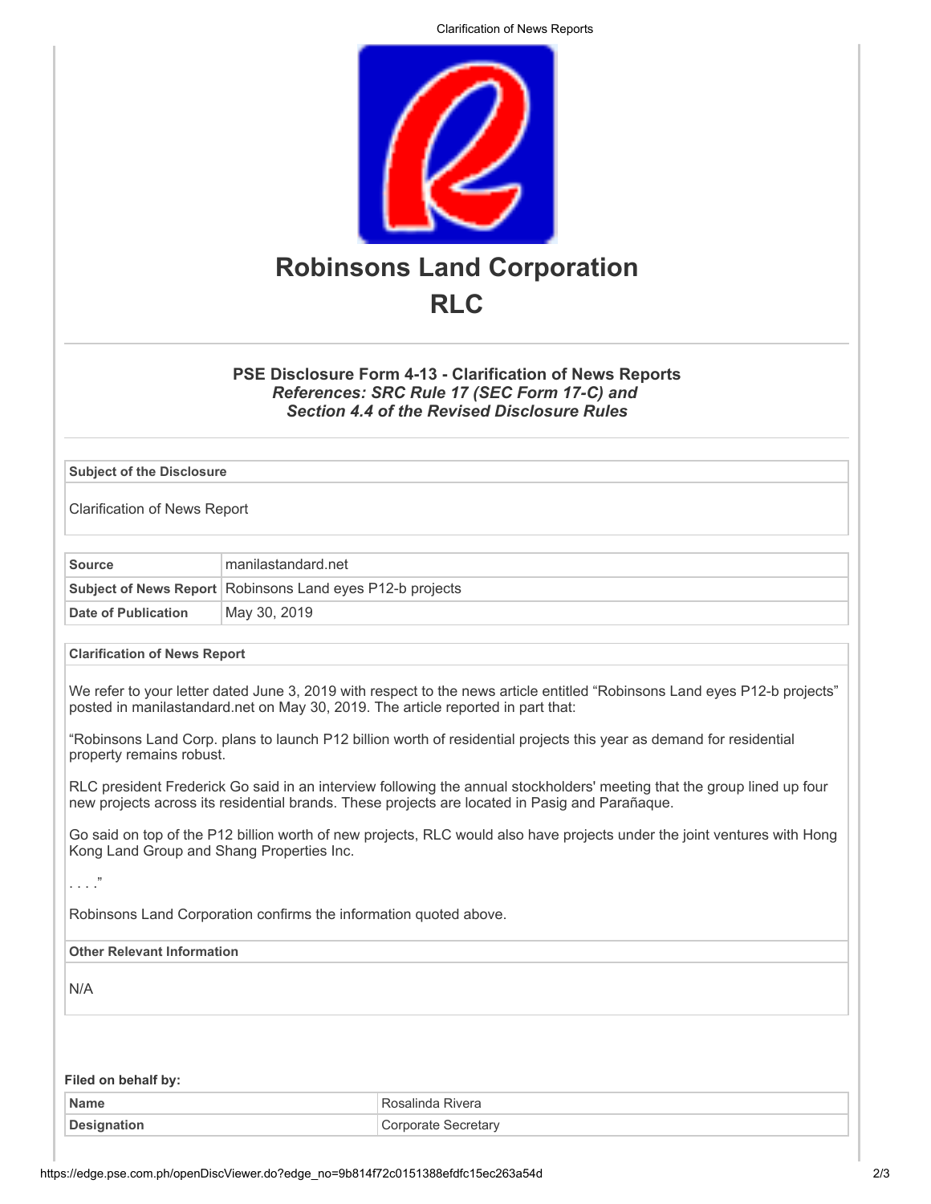# Robinsons Land Corporation

# RLC

### PSE Disclosure Form 4-13 - Clarification of News Reports

***References: SRC Rule 17 (SEC Form 17-C) and Section 4.4 of the Revised Disclosure Rules***

| Subject of the Disclosure |
| --- |
| Clarification of News Report |

| | |
| --- | --- |
| **Source** | manilastandard.net |
| **Subject of News Report** | Robinsons Land eyes P12-b projects |
| **Date of Publication** | May 30, 2019 |

**Clarification of News Report**

We refer to your letter dated June 3, 2019 with respect to the news article entitled "Robinsons Land eyes P12-b projects" posted in manilastandard.net on May 30, 2019. The article reported in part that:

"Robinsons Land Corp. plans to launch P12 billion worth of residential projects this year as demand for residential property remains robust.

RLC president Frederick Go said in an interview following the annual stockholders' meeting that the group lined up four new projects across its residential brands. These projects are located in Pasig and Parañaque.

Go said on top of the P12 billion worth of new projects, RLC would also have projects under the joint ventures with Hong Kong Land Group and Shang Properties Inc.

. . . ."

Robinsons Land Corporation confirms the information quoted above.

**Other Relevant Information**

N/A

**Filed on behalf by:**

| | |
| --- | --- |
| **Name** | Rosalinda Rivera |
| **Designation** | Corporate Secretary |